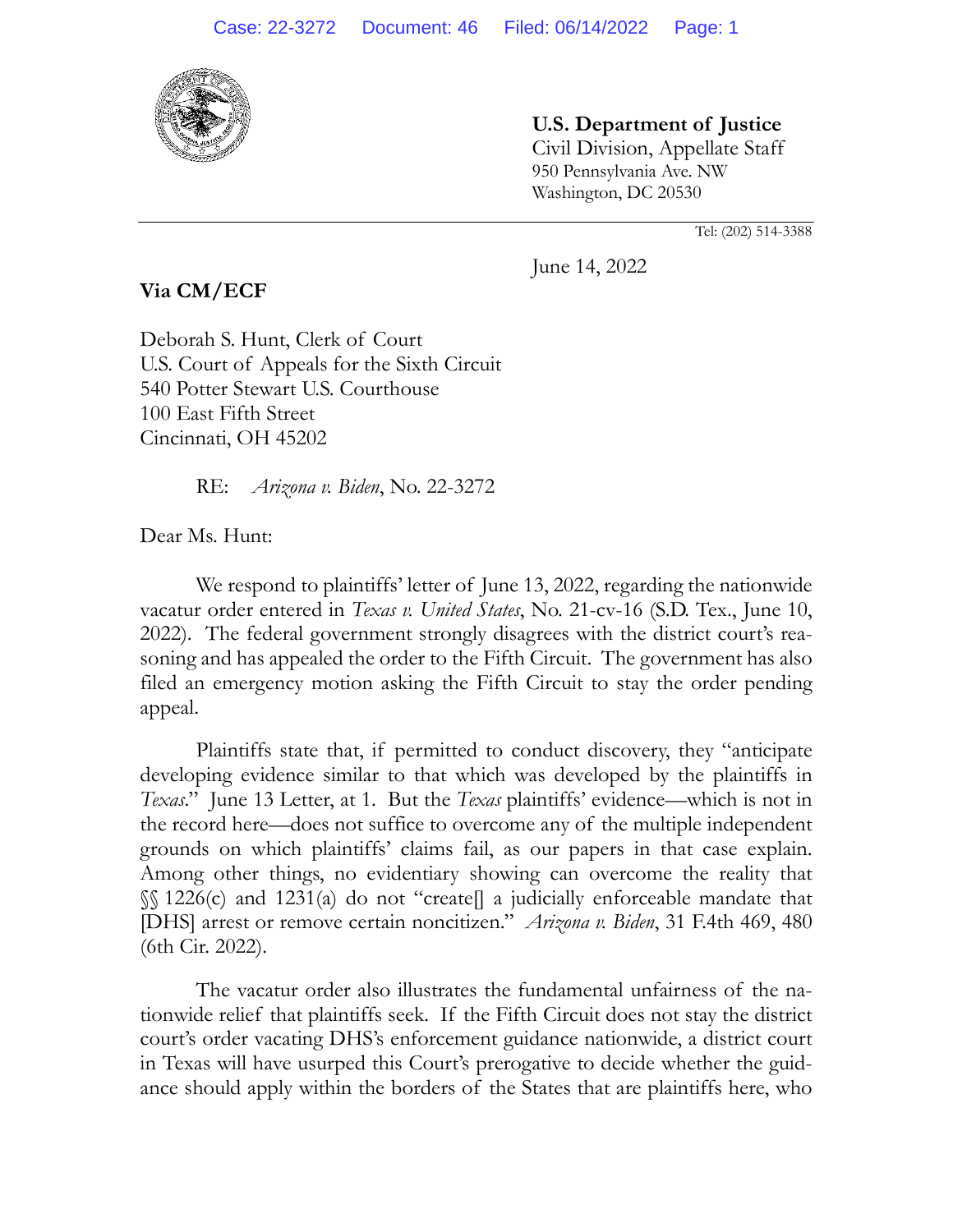**U.S. Department of Justice**
Civil Division, Appellate Staff
950 Pennsylvania Ave. NW
Washington, DC 20530

Tel: (202) 514-3388

June 14, 2022

**Via CM/ECF**

Deborah S. Hunt, Clerk of Court
U.S. Court of Appeals for the Sixth Circuit
540 Potter Stewart U.S. Courthouse
100 East Fifth Street
Cincinnati, OH 45202

RE: *Arizona v. Biden*, No. 22-3272

Dear Ms. Hunt:

We respond to plaintiffs' letter of June 13, 2022, regarding the nationwide vacatur order entered in *Texas v. United States*, No. 21-cv-16 (S.D. Tex., June 10, 2022). The federal government strongly disagrees with the district court's reasoning and has appealed the order to the Fifth Circuit. The government has also filed an emergency motion asking the Fifth Circuit to stay the order pending appeal.

Plaintiffs state that, if permitted to conduct discovery, they "anticipate developing evidence similar to that which was developed by the plaintiffs in *Texas*." June 13 Letter, at 1. But the *Texas* plaintiffs' evidence—which is not in the record here—does not suffice to overcome any of the multiple independent grounds on which plaintiffs' claims fail, as our papers in that case explain. Among other things, no evidentiary showing can overcome the reality that §§ 1226(c) and 1231(a) do not "create[] a judicially enforceable mandate that [DHS] arrest or remove certain noncitizen." *Arizona v. Biden*, 31 F.4th 469, 480 (6th Cir. 2022).

The vacatur order also illustrates the fundamental unfairness of the nationwide relief that plaintiffs seek. If the Fifth Circuit does not stay the district court's order vacating DHS's enforcement guidance nationwide, a district court in Texas will have usurped this Court's prerogative to decide whether the guidance should apply within the borders of the States that are plaintiffs here, who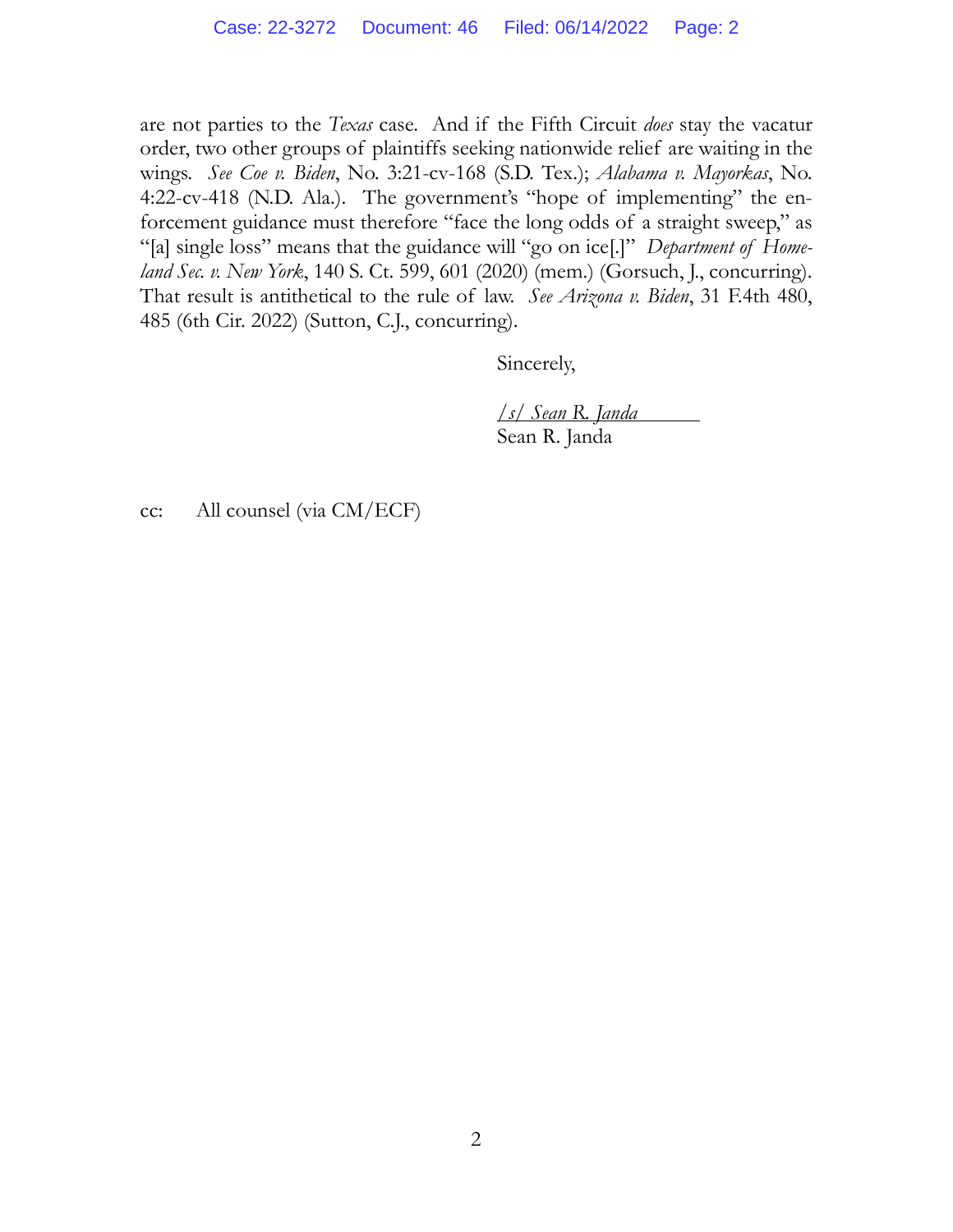are not parties to the *Texas* case. And if the Fifth Circuit *does* stay the vacatur order, two other groups of plaintiffs seeking nationwide relief are waiting in the wings. *See Coe v. Biden*, No. 3:21-cv-168 (S.D. Tex.); *Alabama v. Mayorkas*, No. 4:22-cv-418 (N.D. Ala.). The government's "hope of implementing" the enforcement guidance must therefore "face the long odds of a straight sweep," as "[a] single loss" means that the guidance will "go on ice[.]" *Department of Homeland Sec. v. New York*, 140 S. Ct. 599, 601 (2020) (mem.) (Gorsuch, J., concurring). That result is antithetical to the rule of law. *See Arizona v. Biden*, 31 F.4th 480, 485 (6th Cir. 2022) (Sutton, C.J., concurring).

Sincerely,

*/s/ Sean R. Janda*
Sean R. Janda

cc: All counsel (via CM/ECF)